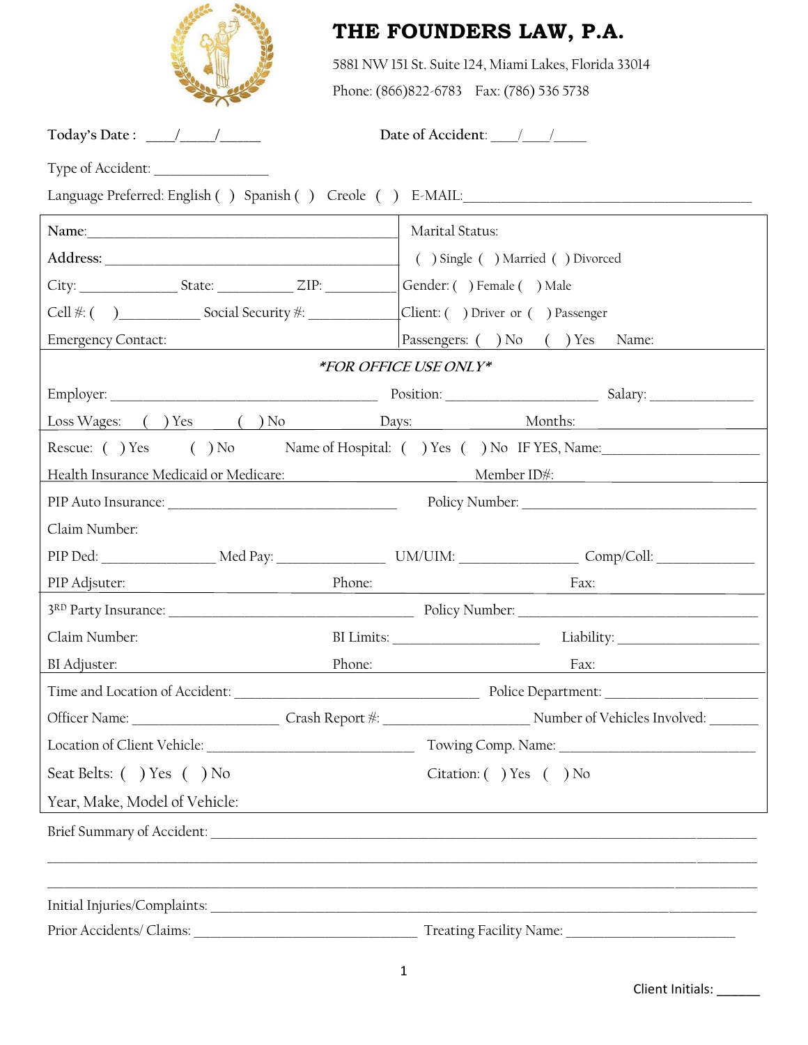# THE FOUNDERS LAW, P.A.

5881 NW 151 St. Suite 124, Miami Lakes, Florida 33014

Phone: (866)822-6783 Fax: (786) 536 5738

**Today's Date :** \_\_\_\_/\_\_\_\_\_/\_\_\_\_\_\_ **Date of Accident**: \_\_\_\_/\_\_\_\_/\_\_\_\_\_

Type of Accident: \_\_\_\_\_\_\_\_\_\_\_\_\_\_\_\_

Language Preferred: English ( ) Spanish ( ) Creole ( ) E-MAIL:\_\_\_\_\_\_\_\_\_\_\_\_\_\_\_\_\_\_\_\_\_\_\_\_\_\_\_\_\_\_\_\_\_\_\_\_\_\_\_\_\_\_

| | |
|---|---|
| Name:\_\_\_\_\_\_\_\_\_\_\_\_\_\_\_\_\_\_\_\_\_\_\_\_\_\_\_\_\_\_\_\_\_\_\_\_\_\_\_\_\_\_ | Marital Status: |
| Address: \_\_\_\_\_\_\_\_\_\_\_\_\_\_\_\_\_\_\_\_\_\_\_\_\_\_\_\_\_\_\_\_\_\_\_\_\_\_\_\_\_ | ( ) Single ( ) Married ( ) Divorced |
| City: \_\_\_\_\_\_\_\_\_\_\_\_\_\_ State: \_\_\_\_\_\_\_\_\_\_\_ ZIP: \_\_\_\_\_\_\_\_\_\_ | Gender: ( ) Female ( ) Male |
| Cell #: ( )\_\_\_\_\_\_\_\_\_\_\_ Social Security #: \_\_\_\_\_\_\_\_\_\_\_\_\_\_ | Client: ( ) Driver or ( ) Passenger |
| Emergency Contact: | Passengers: ( ) No ( ) Yes Name: |

***\*FOR OFFICE USE ONLY\****

Employer: \_\_\_\_\_\_\_\_\_\_\_\_\_\_\_\_\_\_\_\_\_\_\_\_\_\_\_\_\_\_\_\_\_\_\_\_\_\_ Position: \_\_\_\_\_\_\_\_\_\_\_\_\_\_\_\_\_\_\_\_\_\_ Salary: \_\_\_\_\_\_\_\_\_\_\_\_\_\_\_

Loss Wages: ( ) Yes ( ) No Days: Months:

Rescue: ( ) Yes ( ) No Name of Hospital: ( ) Yes ( ) No IF YES, Name:\_\_\_\_\_\_\_\_\_\_\_\_\_\_\_\_\_\_\_\_\_\_\_

Health Insurance Medicaid or Medicare: Member ID#:

PIP Auto Insurance: \_\_\_\_\_\_\_\_\_\_\_\_\_\_\_\_\_\_\_\_\_\_\_\_\_\_\_\_\_\_\_\_\_\_ Policy Number: \_\_\_\_\_\_\_\_\_\_\_\_\_\_\_\_\_\_\_\_\_\_\_\_\_\_\_\_\_\_\_\_\_\_\_

Claim Number:

PIP Ded: \_\_\_\_\_\_\_\_\_\_\_\_\_\_\_\_\_ Med Pay: \_\_\_\_\_\_\_\_\_\_\_\_\_\_\_\_ UM/UIM: \_\_\_\_\_\_\_\_\_\_\_\_\_\_\_\_\_\_ Comp/Coll: \_\_\_\_\_\_\_\_\_\_\_\_\_\_

PIP Adjsuter: Phone: Fax:

3RD Party Insurance: \_\_\_\_\_\_\_\_\_\_\_\_\_\_\_\_\_\_\_\_\_\_\_\_\_\_\_\_\_\_\_\_\_\_\_\_ Policy Number: \_\_\_\_\_\_\_\_\_\_\_\_\_\_\_\_\_\_\_\_\_\_\_\_\_\_\_\_\_\_\_\_\_\_\_\_

Claim Number: BI Limits: \_\_\_\_\_\_\_\_\_\_\_\_\_\_\_\_\_\_\_\_\_\_ Liability: \_\_\_\_\_\_\_\_\_\_\_\_\_\_\_\_\_\_\_\_\_

BI Adjuster: Phone: Fax:

Time and Location of Accident: \_\_\_\_\_\_\_\_\_\_\_\_\_\_\_\_\_\_\_\_\_\_\_\_\_\_\_\_\_\_\_\_\_\_\_\_ Police Department: \_\_\_\_\_\_\_\_\_\_\_\_\_\_\_\_\_\_\_\_\_\_\_

Officer Name: \_\_\_\_\_\_\_\_\_\_\_\_\_\_\_\_\_\_\_\_\_\_ Crash Report #: \_\_\_\_\_\_\_\_\_\_\_\_\_\_\_\_\_\_\_\_\_\_ Number of Vehicles Involved: \_\_\_\_\_\_\_

Location of Client Vehicle: \_\_\_\_\_\_\_\_\_\_\_\_\_\_\_\_\_\_\_\_\_\_\_\_\_\_\_\_\_\_\_ Towing Comp. Name: \_\_\_\_\_\_\_\_\_\_\_\_\_\_\_\_\_\_\_\_\_\_\_\_\_\_\_\_\_

Seat Belts: ( ) Yes ( ) No Citation: ( ) Yes ( ) No

Year, Make, Model of Vehicle:

Brief Summary of Accident: \_\_\_\_\_\_\_\_\_\_\_\_\_\_\_\_\_\_\_\_\_\_\_\_\_\_\_\_\_\_\_\_\_\_\_\_\_\_\_\_\_\_\_\_\_\_\_\_\_\_\_\_\_\_\_\_\_\_\_\_\_\_\_\_\_\_\_\_\_\_\_\_\_\_\_\_\_\_

\_\_\_\_\_\_\_\_\_\_\_\_\_\_\_\_\_\_\_\_\_\_\_\_\_\_\_\_\_\_\_\_\_\_\_\_\_\_\_\_\_\_\_\_\_\_\_\_\_\_\_\_\_\_\_\_\_\_\_\_\_\_\_\_\_\_\_\_\_\_\_\_\_\_\_\_\_\_\_\_\_\_\_\_\_\_\_\_\_\_\_\_\_\_\_\_\_\_

\_\_\_\_\_\_\_\_\_\_\_\_\_\_\_\_\_\_\_\_\_\_\_\_\_\_\_\_\_\_\_\_\_\_\_\_\_\_\_\_\_\_\_\_\_\_\_\_\_\_\_\_\_\_\_\_\_\_\_\_\_\_\_\_\_\_\_\_\_\_\_\_\_\_\_\_\_\_\_\_\_\_\_\_\_\_\_\_\_\_\_\_\_\_\_\_\_\_

Initial Injuries/Complaints: \_\_\_\_\_\_\_\_\_\_\_\_\_\_\_\_\_\_\_\_\_\_\_\_\_\_\_\_\_\_\_\_\_\_\_\_\_\_\_\_\_\_\_\_\_\_\_\_\_\_\_\_\_\_\_\_\_\_\_\_\_\_\_\_\_\_\_\_\_\_\_\_\_\_\_\_\_\_

Prior Accidents/ Claims: \_\_\_\_\_\_\_\_\_\_\_\_\_\_\_\_\_\_\_\_\_\_\_\_\_\_\_\_\_\_\_\_\_\_\_ Treating Facility Name: \_\_\_\_\_\_\_\_\_\_\_\_\_\_\_\_\_\_\_\_\_\_\_\_\_\_

Client Initials: \_\_\_\_\_\_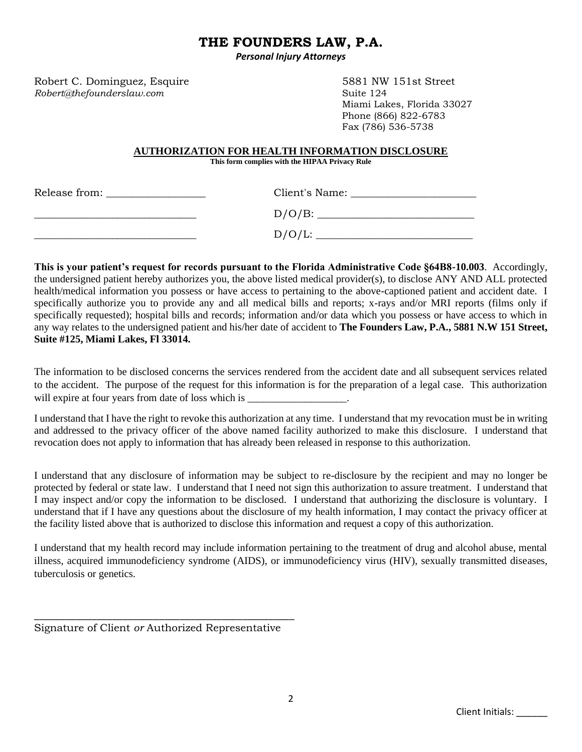# THE FOUNDERS LAW, P.A.

*Personal Injury Attorneys*

Robert C. Dominguez, Esquire
*Robert@thefounderslaw.com*

5881 NW 151st Street
Suite 124
Miami Lakes, Florida 33027
Phone (866) 822-6783
Fax (786) 536-5738

## AUTHORIZATION FOR HEALTH INFORMATION DISCLOSURE

**This form complies with the HIPAA Privacy Rule**

Release from: __________________

______________________________

______________________________

Client's Name: _______________________

D/O/B: ____________________________

D/O/L: ____________________________

**This is your patient's request for records pursuant to the Florida Administrative Code §64B8-10.003**. Accordingly, the undersigned patient hereby authorizes you, the above listed medical provider(s), to disclose ANY AND ALL protected health/medical information you possess or have access to pertaining to the above-captioned patient and accident date. I specifically authorize you to provide any and all medical bills and reports; x-rays and/or MRI reports (films only if specifically requested); hospital bills and records; information and/or data which you possess or have access to which in any way relates to the undersigned patient and his/her date of accident to **The Founders Law, P.A., 5881 N.W 151 Street, Suite #125, Miami Lakes, Fl 33014.**

The information to be disclosed concerns the services rendered from the accident date and all subsequent services related to the accident. The purpose of the request for this information is for the preparation of a legal case. This authorization will expire at four years from date of loss which is __________________.

I understand that I have the right to revoke this authorization at any time. I understand that my revocation must be in writing and addressed to the privacy officer of the above named facility authorized to make this disclosure. I understand that revocation does not apply to information that has already been released in response to this authorization.

I understand that any disclosure of information may be subject to re-disclosure by the recipient and may no longer be protected by federal or state law. I understand that I need not sign this authorization to assure treatment. I understand that I may inspect and/or copy the information to be disclosed. I understand that authorizing the disclosure is voluntary. I understand that if I have any questions about the disclosure of my health information, I may contact the privacy officer at the facility listed above that is authorized to disclose this information and request a copy of this authorization.

I understand that my health record may include information pertaining to the treatment of drug and alcohol abuse, mental illness, acquired immunodeficiency syndrome (AIDS), or immunodeficiency virus (HIV), sexually transmitted diseases, tuberculosis or genetics.

_______________________________________________

Signature of Client *or* Authorized Representative

Client Initials: ______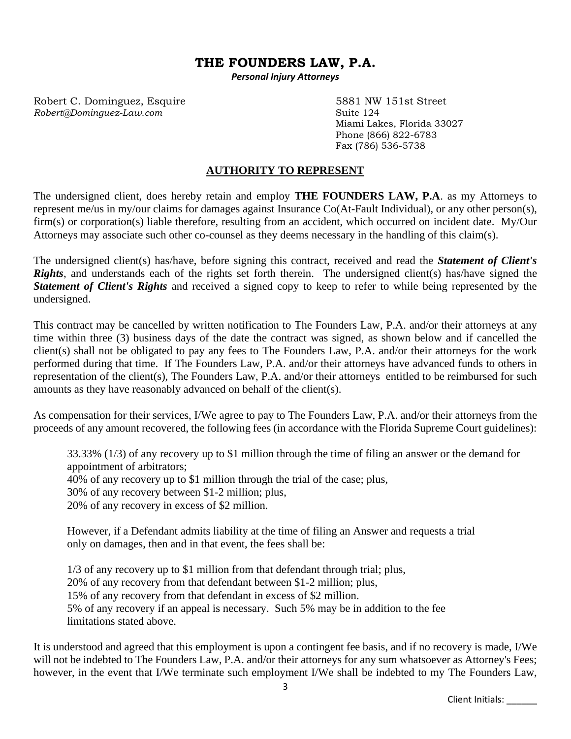# THE FOUNDERS LAW, P.A.

***Personal Injury Attorneys***

Robert C. Dominguez, Esquire
*Robert@Dominguez-Law.com*

5881 NW 151st Street
Suite 124
Miami Lakes, Florida 33027
Phone (866) 822-6783
Fax (786) 536-5738

## AUTHORITY TO REPRESENT

The undersigned client, does hereby retain and employ **THE FOUNDERS LAW, P.A**. as my Attorneys to represent me/us in my/our claims for damages against Insurance Co(At-Fault Individual), or any other person(s), firm(s) or corporation(s) liable therefore, resulting from an accident, which occurred on incident date. My/Our Attorneys may associate such other co-counsel as they deems necessary in the handling of this claim(s).

The undersigned client(s) has/have, before signing this contract, received and read the ***Statement of Client's Rights***, and understands each of the rights set forth therein. The undersigned client(s) has/have signed the ***Statement of Client's Rights*** and received a signed copy to keep to refer to while being represented by the undersigned.

This contract may be cancelled by written notification to The Founders Law, P.A. and/or their attorneys at any time within three (3) business days of the date the contract was signed, as shown below and if cancelled the client(s) shall not be obligated to pay any fees to The Founders Law, P.A. and/or their attorneys for the work performed during that time. If The Founders Law, P.A. and/or their attorneys have advanced funds to others in representation of the client(s), The Founders Law, P.A. and/or their attorneys entitled to be reimbursed for such amounts as they have reasonably advanced on behalf of the client(s).

As compensation for their services, I/We agree to pay to The Founders Law, P.A. and/or their attorneys from the proceeds of any amount recovered, the following fees (in accordance with the Florida Supreme Court guidelines):

33.33% (1/3) of any recovery up to $1 million through the time of filing an answer or the demand for appointment of arbitrators;
40% of any recovery up to $1 million through the trial of the case; plus,
30% of any recovery between $1-2 million; plus,
20% of any recovery in excess of $2 million.

However, if a Defendant admits liability at the time of filing an Answer and requests a trial only on damages, then and in that event, the fees shall be:

1/3 of any recovery up to $1 million from that defendant through trial; plus,
20% of any recovery from that defendant between $1-2 million; plus,
15% of any recovery from that defendant in excess of $2 million.
5% of any recovery if an appeal is necessary. Such 5% may be in addition to the fee limitations stated above.

It is understood and agreed that this employment is upon a contingent fee basis, and if no recovery is made, I/We will not be indebted to The Founders Law, P.A. and/or their attorneys for any sum whatsoever as Attorney's Fees; however, in the event that I/We terminate such employment I/We shall be indebted to my The Founders Law,

Client Initials: ______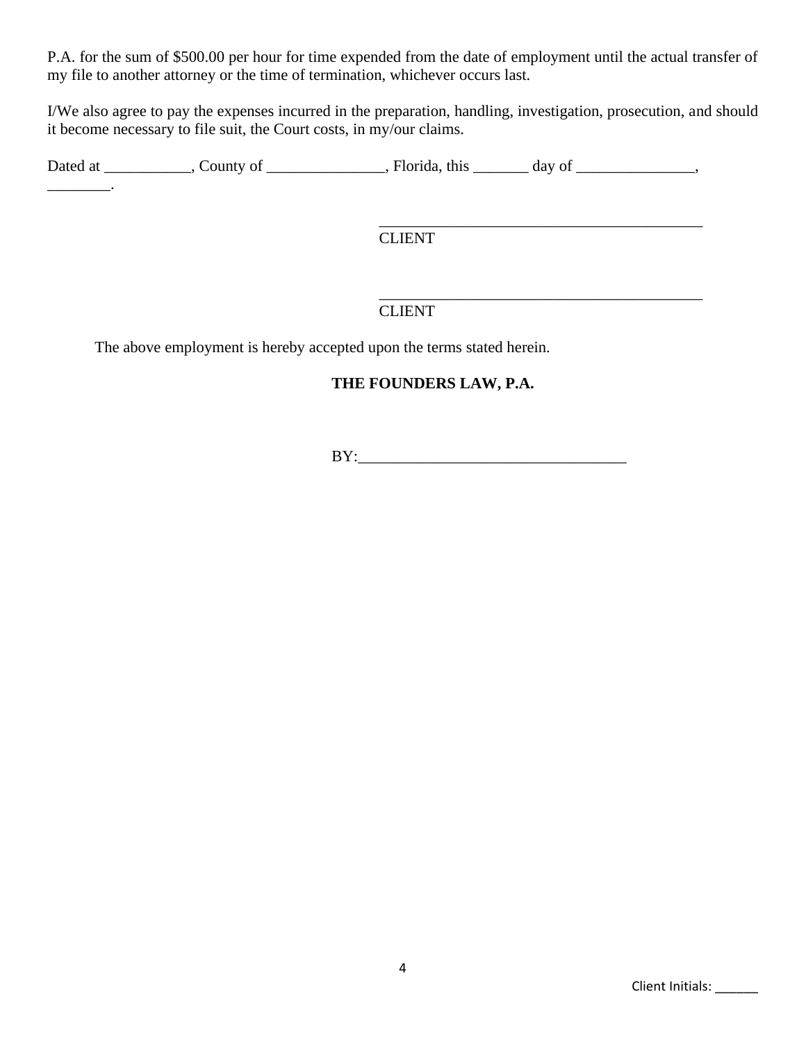P.A. for the sum of $500.00 per hour for time expended from the date of employment until the actual transfer of my file to another attorney or the time of termination, whichever occurs last.

I/We also agree to pay the expenses incurred in the preparation, handling, investigation, prosecution, and should it become necessary to file suit, the Court costs, in my/our claims.

Dated at ___________, County of _______________, Florida, this _______ day of _______________, ________.

__________________________________________
CLIENT

__________________________________________
CLIENT

The above employment is hereby accepted upon the terms stated herein.

**THE FOUNDERS LAW, P.A.**

BY:__________________________________

Client Initials: ______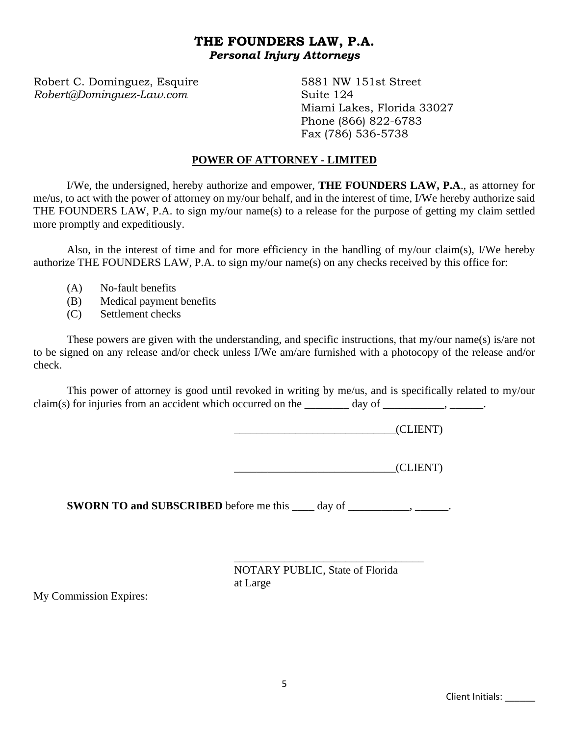# THE FOUNDERS LAW, P.A.

***Personal Injury Attorneys***

Robert C. Dominguez, Esquire
*Robert@Dominguez-Law.com*

5881 NW 151st Street
Suite 124
Miami Lakes, Florida 33027
Phone (866) 822-6783
Fax (786) 536-5738

## POWER OF ATTORNEY - LIMITED

I/We, the undersigned, hereby authorize and empower, **THE FOUNDERS LAW, P.A**., as attorney for me/us, to act with the power of attorney on my/our behalf, and in the interest of time, I/We hereby authorize said THE FOUNDERS LAW, P.A. to sign my/our name(s) to a release for the purpose of getting my claim settled more promptly and expeditiously.

Also, in the interest of time and for more efficiency in the handling of my/our claim(s), I/We hereby authorize THE FOUNDERS LAW, P.A. to sign my/our name(s) on any checks received by this office for:

(A) No-fault benefits
(B) Medical payment benefits
(C) Settlement checks

These powers are given with the understanding, and specific instructions, that my/our name(s) is/are not to be signed on any release and/or check unless I/We am/are furnished with a photocopy of the release and/or check.

This power of attorney is good until revoked in writing by me/us, and is specifically related to my/our claim(s) for injuries from an accident which occurred on the ________ day of ___________, ______.

_____________________________(CLIENT)

_____________________________(CLIENT)

**SWORN TO and SUBSCRIBED** before me this ____ day of ___________, ______.

__________________________________
NOTARY PUBLIC, State of Florida
at Large

My Commission Expires:

Client Initials: ______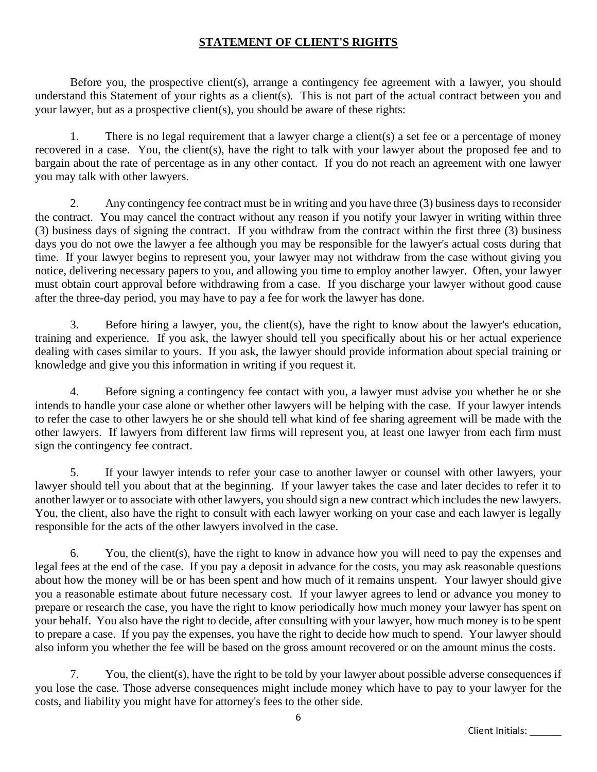## **STATEMENT OF CLIENT'S RIGHTS**

Before you, the prospective client(s), arrange a contingency fee agreement with a lawyer, you should understand this Statement of your rights as a client(s). This is not part of the actual contract between you and your lawyer, but as a prospective client(s), you should be aware of these rights:

1. There is no legal requirement that a lawyer charge a client(s) a set fee or a percentage of money recovered in a case. You, the client(s), have the right to talk with your lawyer about the proposed fee and to bargain about the rate of percentage as in any other contact. If you do not reach an agreement with one lawyer you may talk with other lawyers.

2. Any contingency fee contract must be in writing and you have three (3) business days to reconsider the contract. You may cancel the contract without any reason if you notify your lawyer in writing within three (3) business days of signing the contract. If you withdraw from the contract within the first three (3) business days you do not owe the lawyer a fee although you may be responsible for the lawyer's actual costs during that time. If your lawyer begins to represent you, your lawyer may not withdraw from the case without giving you notice, delivering necessary papers to you, and allowing you time to employ another lawyer. Often, your lawyer must obtain court approval before withdrawing from a case. If you discharge your lawyer without good cause after the three-day period, you may have to pay a fee for work the lawyer has done.

3. Before hiring a lawyer, you, the client(s), have the right to know about the lawyer's education, training and experience. If you ask, the lawyer should tell you specifically about his or her actual experience dealing with cases similar to yours. If you ask, the lawyer should provide information about special training or knowledge and give you this information in writing if you request it.

4. Before signing a contingency fee contact with you, a lawyer must advise you whether he or she intends to handle your case alone or whether other lawyers will be helping with the case. If your lawyer intends to refer the case to other lawyers he or she should tell what kind of fee sharing agreement will be made with the other lawyers. If lawyers from different law firms will represent you, at least one lawyer from each firm must sign the contingency fee contract.

5. If your lawyer intends to refer your case to another lawyer or counsel with other lawyers, your lawyer should tell you about that at the beginning. If your lawyer takes the case and later decides to refer it to another lawyer or to associate with other lawyers, you should sign a new contract which includes the new lawyers. You, the client, also have the right to consult with each lawyer working on your case and each lawyer is legally responsible for the acts of the other lawyers involved in the case.

6. You, the client(s), have the right to know in advance how you will need to pay the expenses and legal fees at the end of the case. If you pay a deposit in advance for the costs, you may ask reasonable questions about how the money will be or has been spent and how much of it remains unspent. Your lawyer should give you a reasonable estimate about future necessary cost. If your lawyer agrees to lend or advance you money to prepare or research the case, you have the right to know periodically how much money your lawyer has spent on your behalf. You also have the right to decide, after consulting with your lawyer, how much money is to be spent to prepare a case. If you pay the expenses, you have the right to decide how much to spend. Your lawyer should also inform you whether the fee will be based on the gross amount recovered or on the amount minus the costs.

7. You, the client(s), have the right to be told by your lawyer about possible adverse consequences if you lose the case. Those adverse consequences might include money which have to pay to your lawyer for the costs, and liability you might have for attorney's fees to the other side.

Client Initials: ______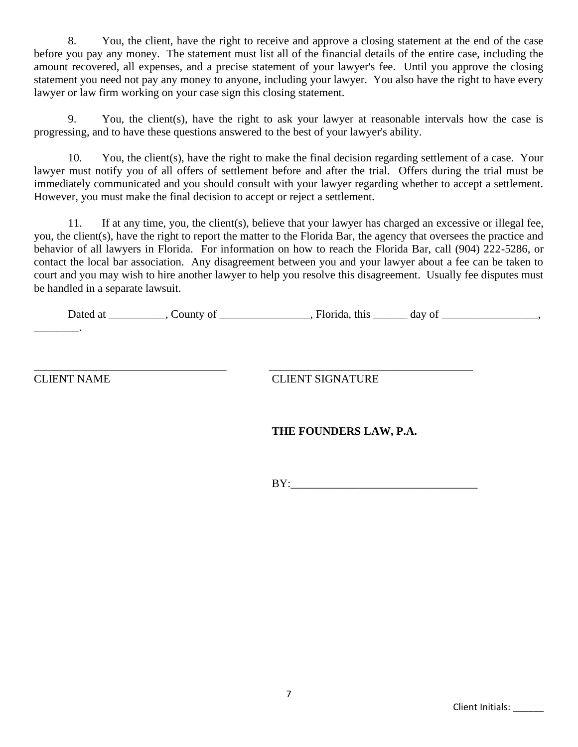8. You, the client, have the right to receive and approve a closing statement at the end of the case before you pay any money. The statement must list all of the financial details of the entire case, including the amount recovered, all expenses, and a precise statement of your lawyer's fee. Until you approve the closing statement you need not pay any money to anyone, including your lawyer. You also have the right to have every lawyer or law firm working on your case sign this closing statement.

9. You, the client(s), have the right to ask your lawyer at reasonable intervals how the case is progressing, and to have these questions answered to the best of your lawyer's ability.

10. You, the client(s), have the right to make the final decision regarding settlement of a case. Your lawyer must notify you of all offers of settlement before and after the trial. Offers during the trial must be immediately communicated and you should consult with your lawyer regarding whether to accept a settlement. However, you must make the final decision to accept or reject a settlement.

11. If at any time, you, the client(s), believe that your lawyer has charged an excessive or illegal fee, you, the client(s), have the right to report the matter to the Florida Bar, the agency that oversees the practice and behavior of all lawyers in Florida. For information on how to reach the Florida Bar, call (904) 222-5286, or contact the local bar association. Any disagreement between you and your lawyer about a fee can be taken to court and you may wish to hire another lawyer to help you resolve this disagreement. Usually fee disputes must be handled in a separate lawsuit.

Dated at __________, County of ________________, Florida, this ______ day of _________________, ________.

__________________________________ CLIENT NAME

__________________________________ CLIENT SIGNATURE

**THE FOUNDERS LAW, P.A.**

BY:_________________________________

Client Initials: ______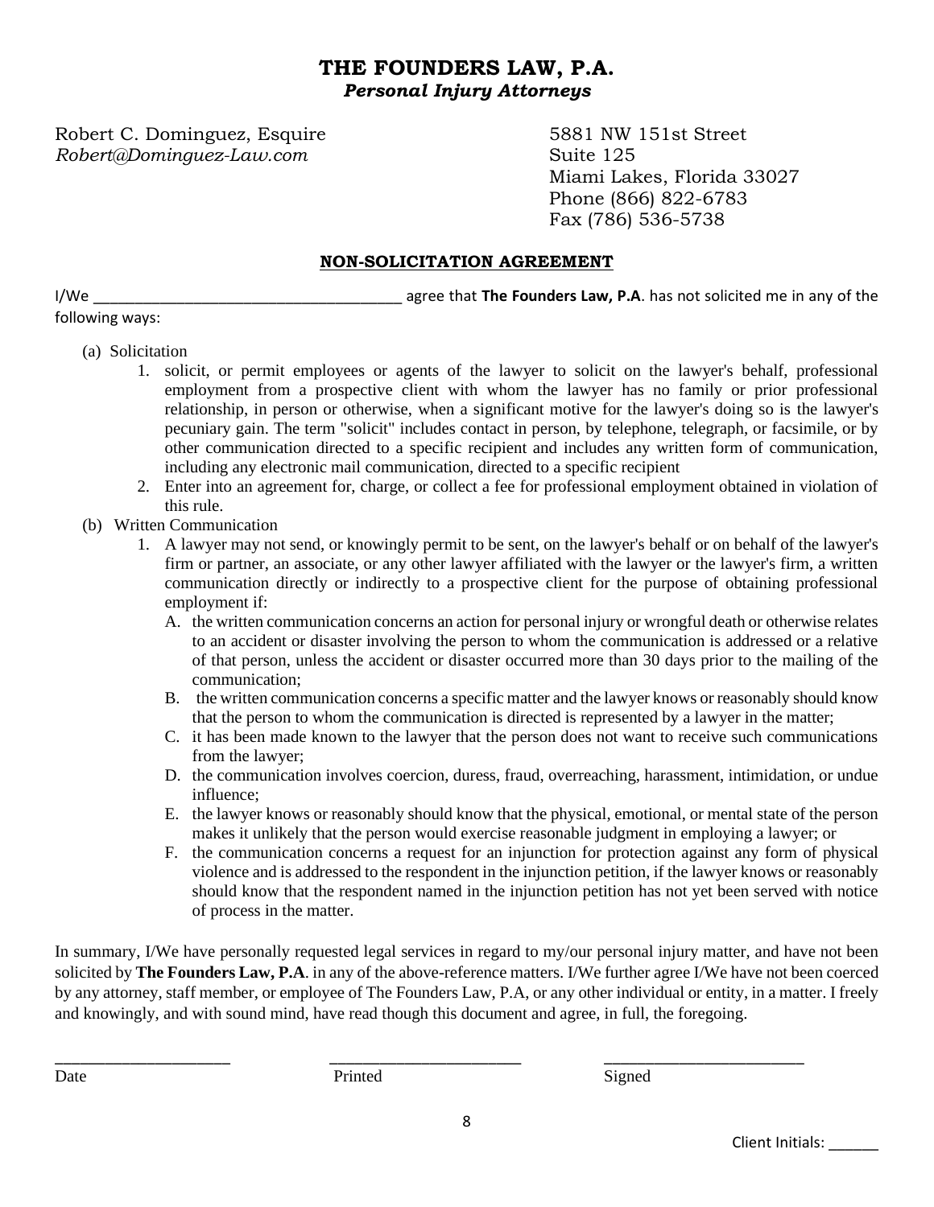# THE FOUNDERS LAW, P.A.

***Personal Injury Attorneys***

Robert C. Dominguez, Esquire
*Robert@Dominguez-Law.com*

5881 NW 151st Street
Suite 125
Miami Lakes, Florida 33027
Phone (866) 822-6783
Fax (786) 536-5738

## NON-SOLICITATION AGREEMENT

I/We ______________________________________ agree that **The Founders Law, P.A**. has not solicited me in any of the following ways:

(a) Solicitation

1. solicit, or permit employees or agents of the lawyer to solicit on the lawyer's behalf, professional employment from a prospective client with whom the lawyer has no family or prior professional relationship, in person or otherwise, when a significant motive for the lawyer's doing so is the lawyer's pecuniary gain. The term "solicit" includes contact in person, by telephone, telegraph, or facsimile, or by other communication directed to a specific recipient and includes any written form of communication, including any electronic mail communication, directed to a specific recipient
2. Enter into an agreement for, charge, or collect a fee for professional employment obtained in violation of this rule.

(b) Written Communication

1. A lawyer may not send, or knowingly permit to be sent, on the lawyer's behalf or on behalf of the lawyer's firm or partner, an associate, or any other lawyer affiliated with the lawyer or the lawyer's firm, a written communication directly or indirectly to a prospective client for the purpose of obtaining professional employment if:
   - A. the written communication concerns an action for personal injury or wrongful death or otherwise relates to an accident or disaster involving the person to whom the communication is addressed or a relative of that person, unless the accident or disaster occurred more than 30 days prior to the mailing of the communication;
   - B. the written communication concerns a specific matter and the lawyer knows or reasonably should know that the person to whom the communication is directed is represented by a lawyer in the matter;
   - C. it has been made known to the lawyer that the person does not want to receive such communications from the lawyer;
   - D. the communication involves coercion, duress, fraud, overreaching, harassment, intimidation, or undue influence;
   - E. the lawyer knows or reasonably should know that the physical, emotional, or mental state of the person makes it unlikely that the person would exercise reasonable judgment in employing a lawyer; or
   - F. the communication concerns a request for an injunction for protection against any form of physical violence and is addressed to the respondent in the injunction petition, if the lawyer knows or reasonably should know that the respondent named in the injunction petition has not yet been served with notice of process in the matter.

In summary, I/We have personally requested legal services in regard to my/our personal injury matter, and have not been solicited by **The Founders Law, P.A**. in any of the above-reference matters. I/We further agree I/We have not been coerced by any attorney, staff member, or employee of The Founders Law, P.A, or any other individual or entity, in a matter. I freely and knowingly, and with sound mind, have read though this document and agree, in full, the foregoing.

____________________ ______________________ ______________________
Date Printed Signed

Client Initials: ______